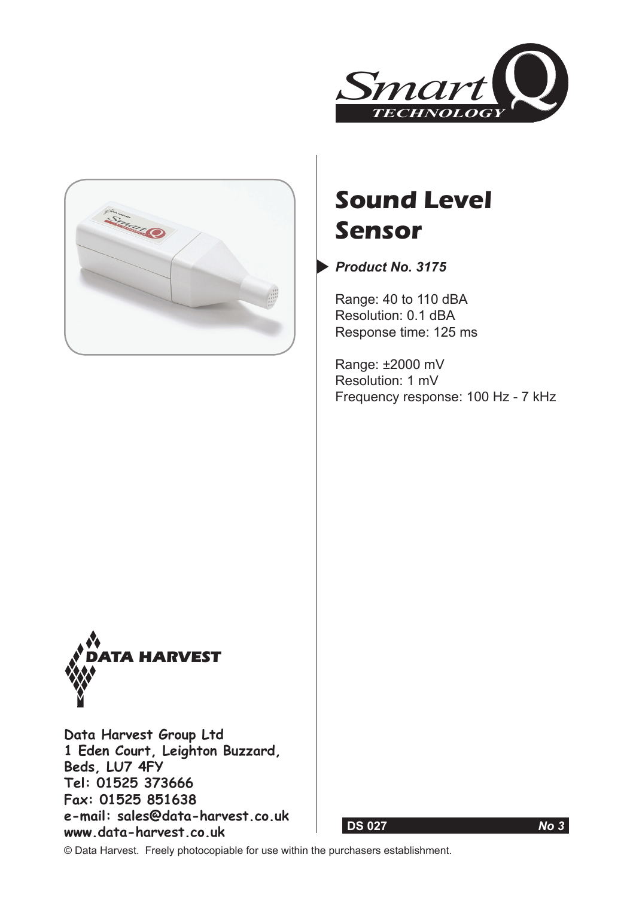# Sound Level Sensor

***Product No. 3175***

Range: 40 to 110 dBA
Resolution: 0.1 dBA
Response time: 125 ms

Range: ±2000 mV
Resolution: 1 mV
Frequency response: 100 Hz - 7 kHz

**Data Harvest Group Ltd**
**1 Eden Court, Leighton Buzzard,**
**Beds, LU7 4FY**
**Tel: 01525 373666**
**Fax: 01525 851638**
**e-mail: sales@data-harvest.co.uk**
**www.data-harvest.co.uk**

**DS 027** ***No 3***

© Data Harvest. Freely photocopiable for use within the purchasers establishment.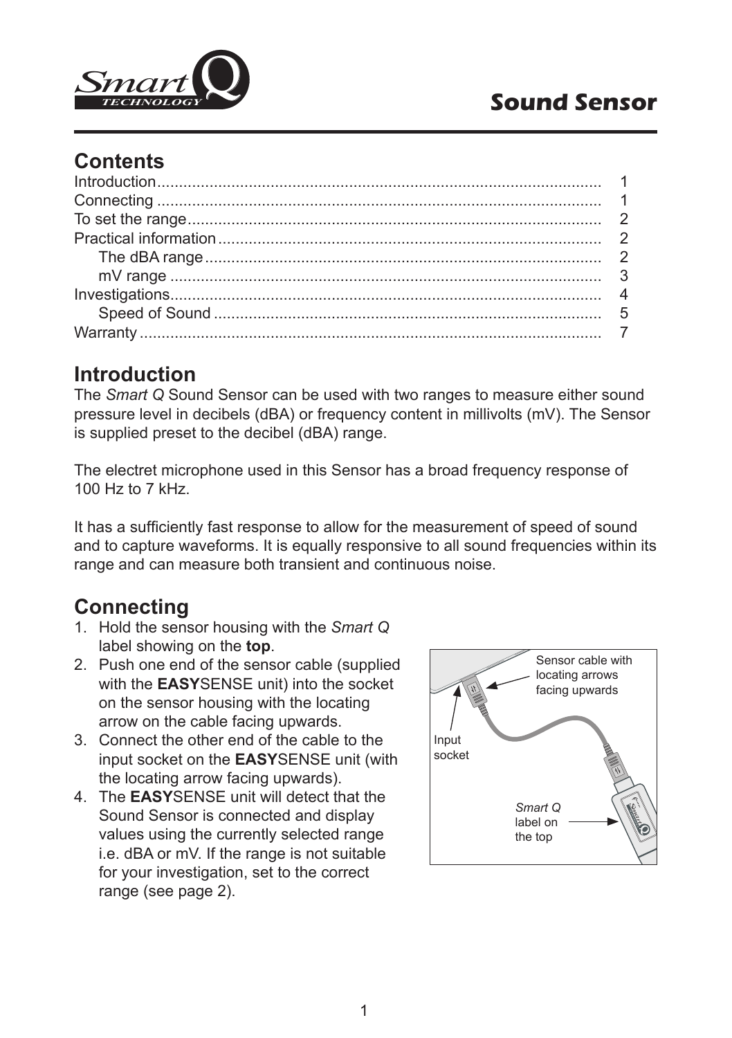# Sound Sensor

## Contents

| | |
|---|---|
| Introduction | 1 |
| Connecting | 1 |
| To set the range | 2 |
| Practical information | 2 |
| The dBA range | 2 |
| mV range | 3 |
| Investigations | 4 |
| Speed of Sound | 5 |
| Warranty | 7 |

## Introduction

The *Smart Q* Sound Sensor can be used with two ranges to measure either sound pressure level in decibels (dBA) or frequency content in millivolts (mV). The Sensor is supplied preset to the decibel (dBA) range.

The electret microphone used in this Sensor has a broad frequency response of 100 Hz to 7 kHz.

It has a sufficiently fast response to allow for the measurement of speed of sound and to capture waveforms. It is equally responsive to all sound frequencies within its range and can measure both transient and continuous noise.

## Connecting

1. Hold the sensor housing with the *Smart Q* label showing on the **top**.
2. Push one end of the sensor cable (supplied with the **EASY**SENSE unit) into the socket on the sensor housing with the locating arrow on the cable facing upwards.
3. Connect the other end of the cable to the input socket on the **EASY**SENSE unit (with the locating arrow facing upwards).
4. The **EASY**SENSE unit will detect that the Sound Sensor is connected and display values using the currently selected range i.e. dBA or mV. If the range is not suitable for your investigation, set to the correct range (see page 2).

Sensor cable with locating arrows facing upwards

Input socket

*Smart Q* label on the top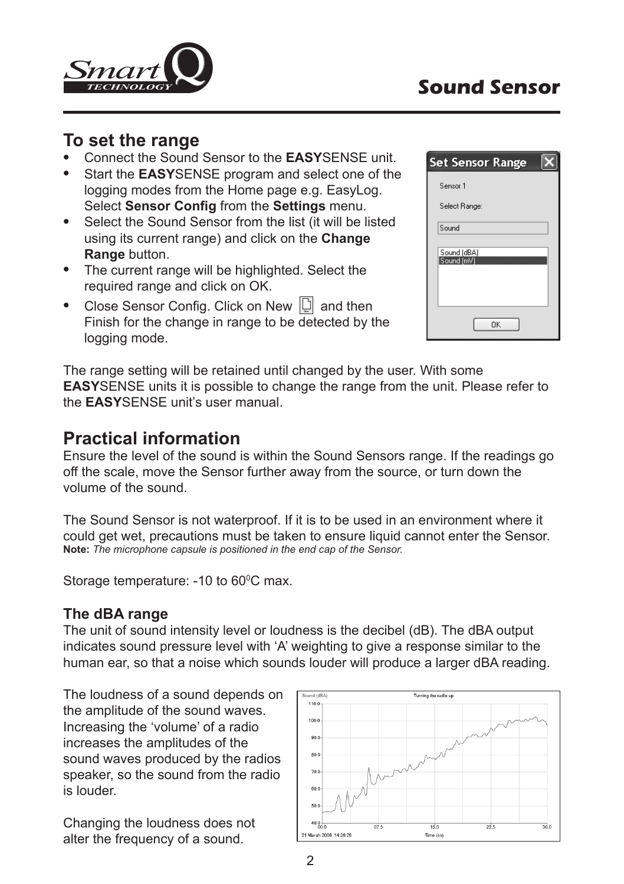# Sound Sensor

## To set the range

- Connect the Sound Sensor to the **EASY**SENSE unit.
- Start the **EASY**SENSE program and select one of the logging modes from the Home page e.g. EasyLog. Select **Sensor Config** from the **Settings** menu.
- Select the Sound Sensor from the list (it will be listed using its current range) and click on the **Change Range** button.
- The current range will be highlighted. Select the required range and click on OK.
- Close Sensor Config. Click on New and then Finish for the change in range to be detected by the logging mode.

The range setting will be retained until changed by the user. With some **EASY**SENSE units it is possible to change the range from the unit. Please refer to the **EASY**SENSE unit's user manual.

## Practical information

Ensure the level of the sound is within the Sound Sensors range. If the readings go off the scale, move the Sensor further away from the source, or turn down the volume of the sound.

The Sound Sensor is not waterproof. If it is to be used in an environment where it could get wet, precautions must be taken to ensure liquid cannot enter the Sensor.
**Note:** *The microphone capsule is positioned in the end cap of the Sensor.*

Storage temperature: -10 to 60$^0$C max.

### The dBA range

The unit of sound intensity level or loudness is the decibel (dB). The dBA output indicates sound pressure level with 'A' weighting to give a response similar to the human ear, so that a noise which sounds louder will produce a larger dBA reading.

The loudness of a sound depends on the amplitude of the sound waves. Increasing the 'volume' of a radio increases the amplitudes of the sound waves produced by the radios speaker, so the sound from the radio is louder.

Changing the loudness does not alter the frequency of a sound.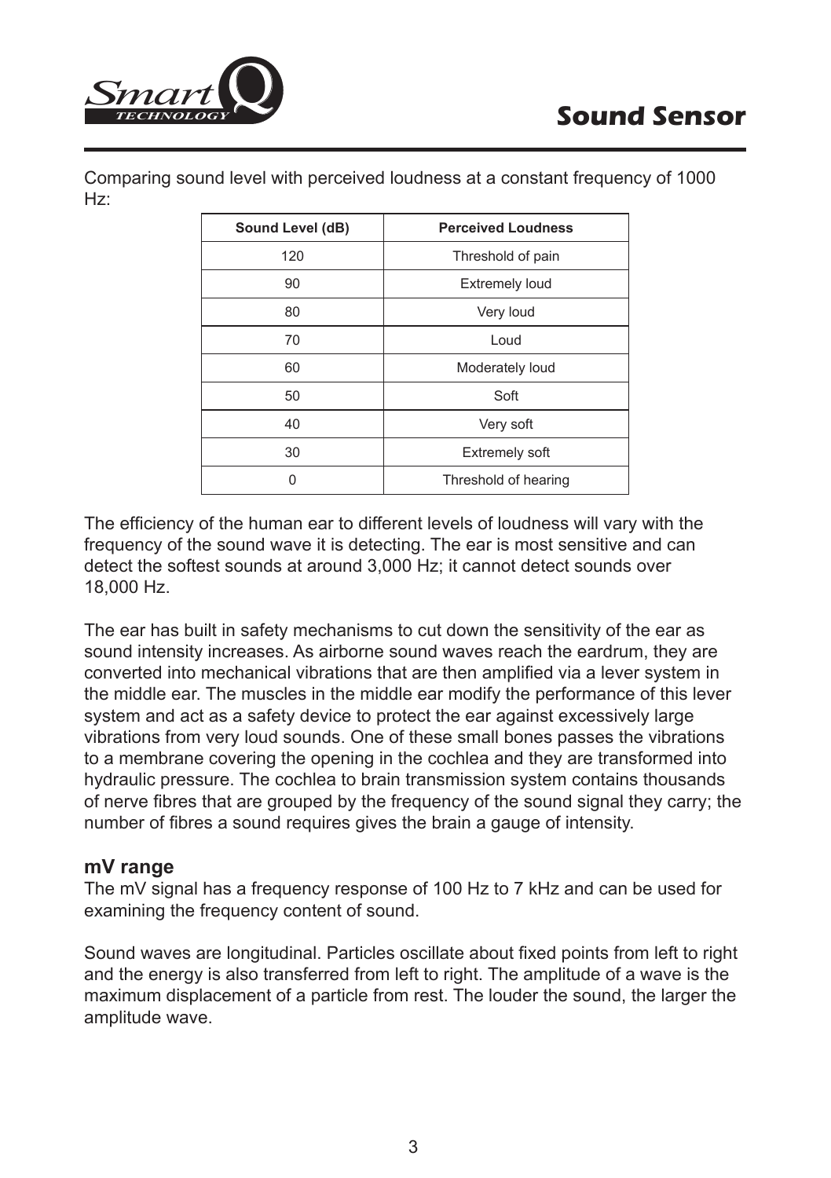Comparing sound level with perceived loudness at a constant frequency of 1000 Hz:

| Sound Level (dB) | Perceived Loudness |
|---|---|
| 120 | Threshold of pain |
| 90 | Extremely loud |
| 80 | Very loud |
| 70 | Loud |
| 60 | Moderately loud |
| 50 | Soft |
| 40 | Very soft |
| 30 | Extremely soft |
| 0 | Threshold of hearing |

The efficiency of the human ear to different levels of loudness will vary with the frequency of the sound wave it is detecting. The ear is most sensitive and can detect the softest sounds at around 3,000 Hz; it cannot detect sounds over 18,000 Hz.

The ear has built in safety mechanisms to cut down the sensitivity of the ear as sound intensity increases. As airborne sound waves reach the eardrum, they are converted into mechanical vibrations that are then amplified via a lever system in the middle ear. The muscles in the middle ear modify the performance of this lever system and act as a safety device to protect the ear against excessively large vibrations from very loud sounds. One of these small bones passes the vibrations to a membrane covering the opening in the cochlea and they are transformed into hydraulic pressure. The cochlea to brain transmission system contains thousands of nerve fibres that are grouped by the frequency of the sound signal they carry; the number of fibres a sound requires gives the brain a gauge of intensity.

### mV range

The mV signal has a frequency response of 100 Hz to 7 kHz and can be used for examining the frequency content of sound.

Sound waves are longitudinal. Particles oscillate about fixed points from left to right and the energy is also transferred from left to right. The amplitude of a wave is the maximum displacement of a particle from rest. The louder the sound, the larger the amplitude wave.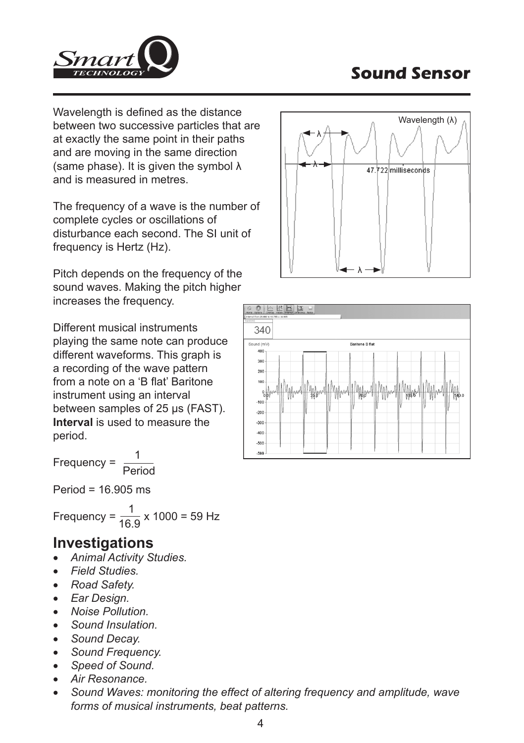# Sound Sensor

Wavelength is defined as the distance between two successive particles that are at exactly the same point in their paths and are moving in the same direction (same phase). It is given the symbol λ and is measured in metres.

The frequency of a wave is the number of complete cycles or oscillations of disturbance each second. The SI unit of frequency is Hertz (Hz).

Pitch depends on the frequency of the sound waves. Making the pitch higher increases the frequency.

Different musical instruments playing the same note can produce different waveforms. This graph is a recording of the wave pattern from a note on a 'B flat' Baritone instrument using an interval between samples of 25 µs (FAST). **Interval** is used to measure the period.

$$\text{Frequency} = \frac{1}{\text{Period}}$$

Period = 16.905 ms

$$\text{Frequency} = \frac{1}{16.9} \times 1000 = 59 \text{ Hz}$$

## Investigations

- *Animal Activity Studies.*
- *Field Studies.*
- *Road Safety.*
- *Ear Design.*
- *Noise Pollution.*
- *Sound Insulation.*
- *Sound Decay.*
- *Sound Frequency.*
- *Speed of Sound.*
- *Air Resonance.*
- *Sound Waves: monitoring the effect of altering frequency and amplitude, wave forms of musical instruments, beat patterns.*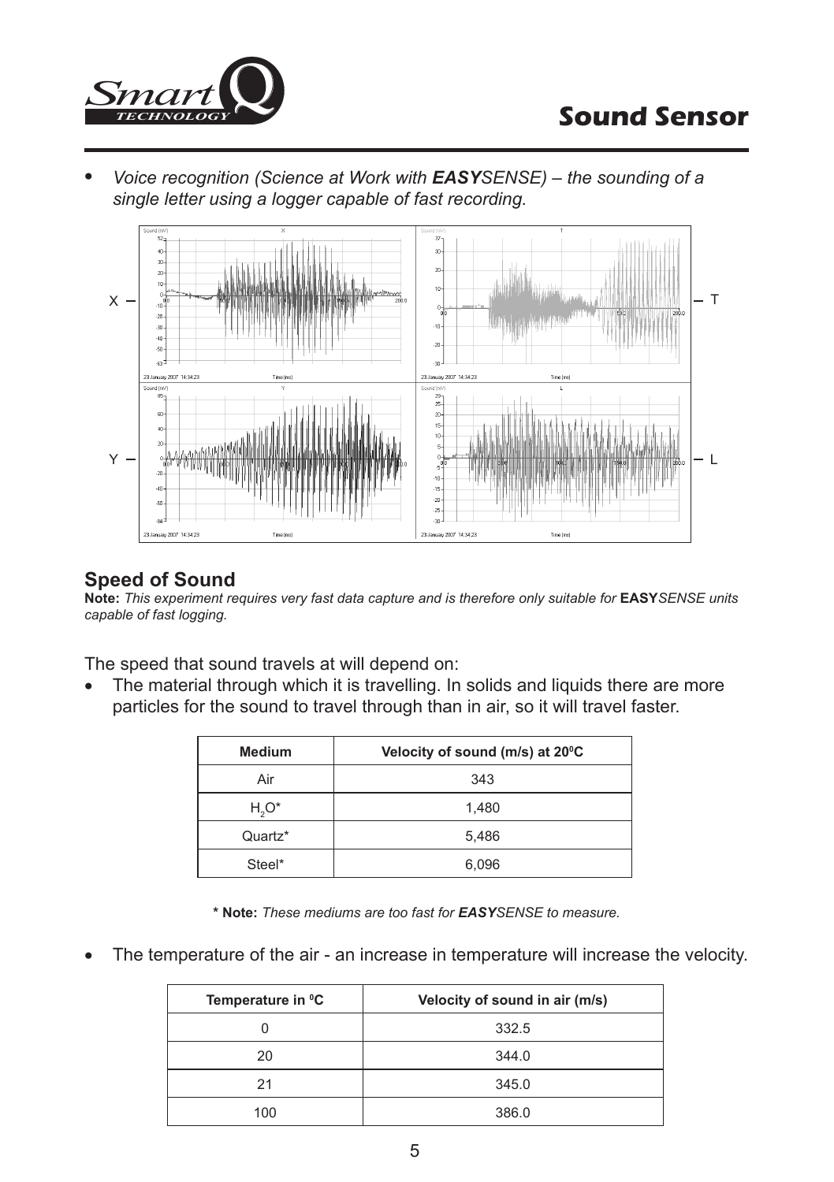- *Voice recognition (Science at Work with **EASY**SENSE) – the sounding of a single letter using a logger capable of fast recording.*

X — T — Y — L

## Speed of Sound

**Note:** *This experiment requires very fast data capture and is therefore only suitable for* **EASY***SENSE units capable of fast logging.*

The speed that sound travels at will depend on:

- The material through which it is travelling. In solids and liquids there are more particles for the sound to travel through than in air, so it will travel faster.

| Medium | Velocity of sound (m/s) at 20⁰C |
|---|---|
| Air | 343 |
| $H_2O$* | 1,480 |
| Quartz* | 5,486 |
| Steel* | 6,096 |

**\* Note:** *These mediums are too fast for **EASY**SENSE to measure.*

- The temperature of the air - an increase in temperature will increase the velocity.

| Temperature in ⁰C | Velocity of sound in air (m/s) |
|---|---|
| 0 | 332.5 |
| 20 | 344.0 |
| 21 | 345.0 |
| 100 | 386.0 |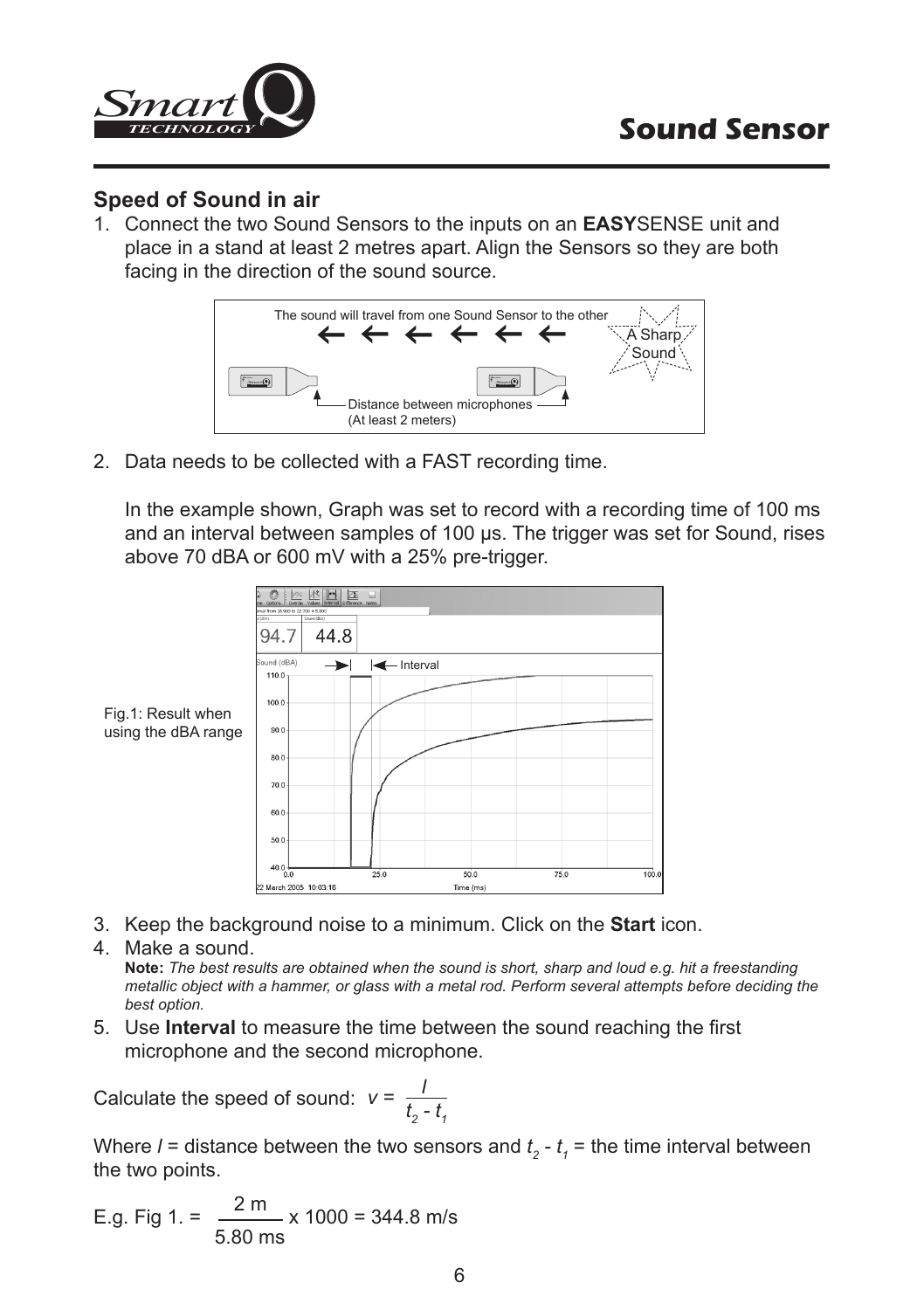## Speed of Sound in air

1. Connect the two Sound Sensors to the inputs on an **EASY**SENSE unit and place in a stand at least 2 metres apart. Align the Sensors so they are both facing in the direction of the sound source.

2. Data needs to be collected with a FAST recording time.

   In the example shown, Graph was set to record with a recording time of 100 ms and an interval between samples of 100 µs. The trigger was set for Sound, rises above 70 dBA or 600 mV with a 25% pre-trigger.

Fig.1: Result when using the dBA range

3. Keep the background noise to a minimum. Click on the **Start** icon.
4. Make a sound.
   **Note:** *The best results are obtained when the sound is short, sharp and loud e.g. hit a freestanding metallic object with a hammer, or glass with a metal rod. Perform several attempts before deciding the best option.*
5. Use **Interval** to measure the time between the sound reaching the first microphone and the second microphone.

Calculate the speed of sound: $v = \frac{l}{t_2 - t_1}$

Where $l$ = distance between the two sensors and $t_2 - t_1$ = the time interval between the two points.

E.g. Fig 1. = $\frac{2 \text{ m}}{5.80 \text{ ms}} \times 1000 = 344.8$ m/s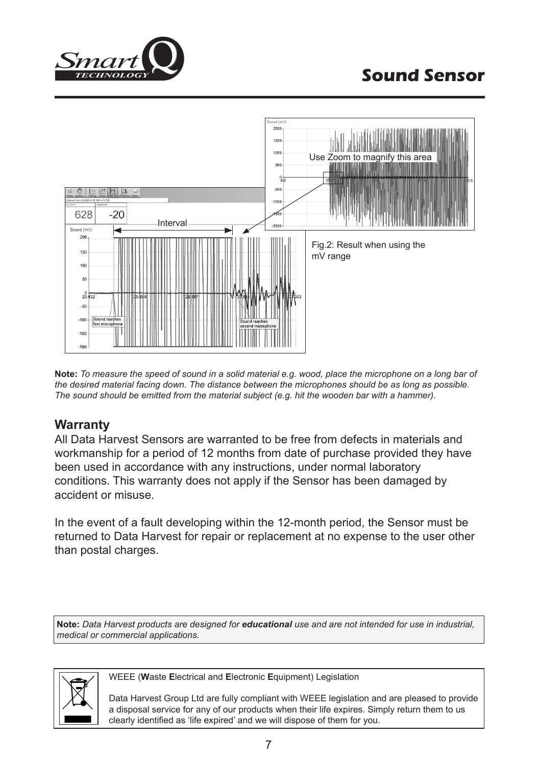Sound (mV)
2000
1500
1000
500
0
-500
-1000
-1500
-2000
Use Zoom to magnify this area

628 -20
Interval
Sound (mV)
206
150
100
50
0
-50
-100
-150
-199
23.432
25.399
28.397
30.303
Sound reaches first microphone
Sound reaches second microphone

Fig.2: Result when using the mV range

**Note:** *To measure the speed of sound in a solid material e.g. wood, place the microphone on a long bar of the desired material facing down. The distance between the microphones should be as long as possible. The sound should be emitted from the material subject (e.g. hit the wooden bar with a hammer).*

## Warranty

All Data Harvest Sensors are warranted to be free from defects in materials and workmanship for a period of 12 months from date of purchase provided they have been used in accordance with any instructions, under normal laboratory conditions. This warranty does not apply if the Sensor has been damaged by accident or misuse.

In the event of a fault developing within the 12-month period, the Sensor must be returned to Data Harvest for repair or replacement at no expense to the user other than postal charges.

**Note:** *Data Harvest products are designed for **educational** use and are not intended for use in industrial, medical or commercial applications.*

WEEE (**W**aste **E**lectrical and **E**lectronic **E**quipment) Legislation

Data Harvest Group Ltd are fully compliant with WEEE legislation and are pleased to provide a disposal service for any of our products when their life expires. Simply return them to us clearly identified as 'life expired' and we will dispose of them for you.